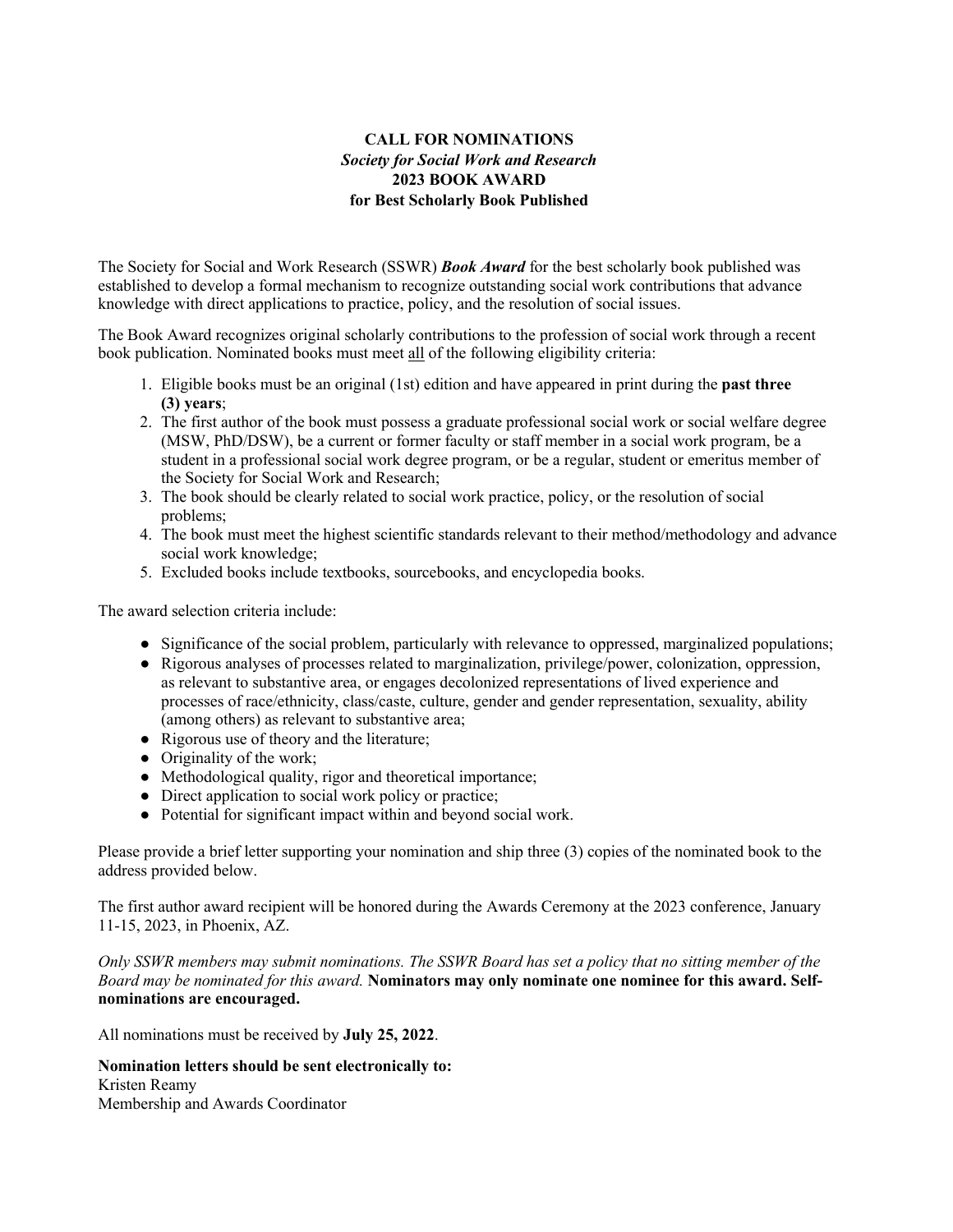**CALL FOR NOMINATIONS**
***Society for Social Work and Research***
**2023 BOOK AWARD**
**for Best Scholarly Book Published**

The Society for Social and Work Research (SSWR) ***Book Award*** for the best scholarly book published was established to develop a formal mechanism to recognize outstanding social work contributions that advance knowledge with direct applications to practice, policy, and the resolution of social issues.

The Book Award recognizes original scholarly contributions to the profession of social work through a recent book publication. Nominated books must meet all of the following eligibility criteria:

1. Eligible books must be an original (1st) edition and have appeared in print during the **past three (3) years**;
2. The first author of the book must possess a graduate professional social work or social welfare degree (MSW, PhD/DSW), be a current or former faculty or staff member in a social work program, be a student in a professional social work degree program, or be a regular, student or emeritus member of the Society for Social Work and Research;
3. The book should be clearly related to social work practice, policy, or the resolution of social problems;
4. The book must meet the highest scientific standards relevant to their method/methodology and advance social work knowledge;
5. Excluded books include textbooks, sourcebooks, and encyclopedia books.

The award selection criteria include:

- Significance of the social problem, particularly with relevance to oppressed, marginalized populations;
- Rigorous analyses of processes related to marginalization, privilege/power, colonization, oppression, as relevant to substantive area, or engages decolonized representations of lived experience and processes of race/ethnicity, class/caste, culture, gender and gender representation, sexuality, ability (among others) as relevant to substantive area;
- Rigorous use of theory and the literature;
- Originality of the work;
- Methodological quality, rigor and theoretical importance;
- Direct application to social work policy or practice;
- Potential for significant impact within and beyond social work.

Please provide a brief letter supporting your nomination and ship three (3) copies of the nominated book to the address provided below.

The first author award recipient will be honored during the Awards Ceremony at the 2023 conference, January 11-15, 2023, in Phoenix, AZ.

*Only SSWR members may submit nominations. The SSWR Board has set a policy that no sitting member of the Board may be nominated for this award.* **Nominators may only nominate one nominee for this award. Self-nominations are encouraged.**

All nominations must be received by **July 25, 2022**.

**Nomination letters should be sent electronically to:**
Kristen Reamy
Membership and Awards Coordinator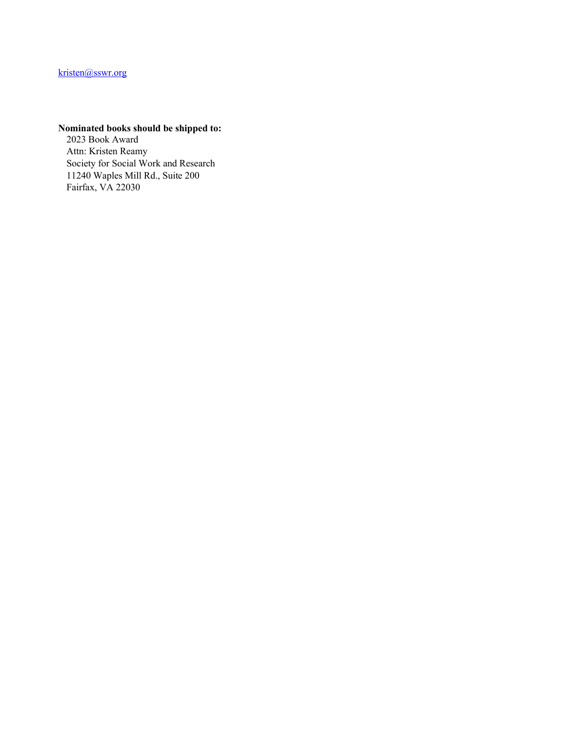kristen@sswr.org

**Nominated books should be shipped to:**

2023 Book Award
Attn: Kristen Reamy
Society for Social Work and Research
11240 Waples Mill Rd., Suite 200
Fairfax, VA 22030